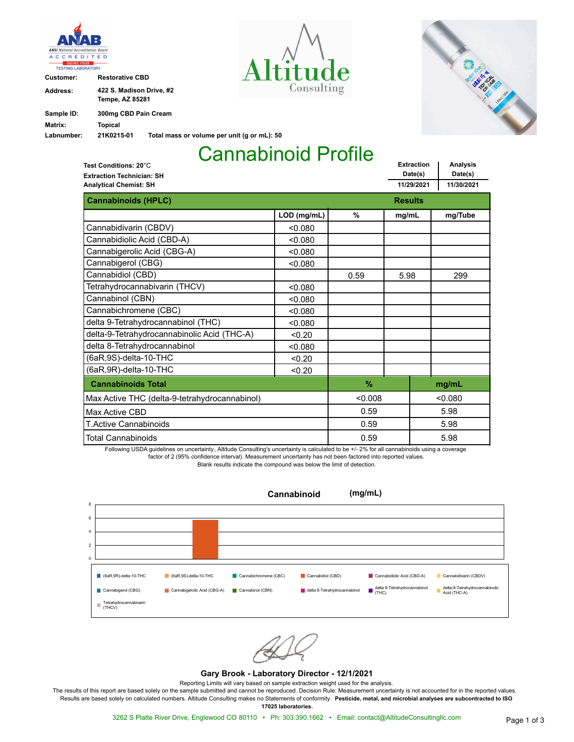ANAB ANSI National Accreditation Board ACCREDITED ISO/IEC 17025 TESTING LABORATORY

Altitude Consulting

| | |
|---|---|
| **Customer:** | **Restorative CBD** |
| **Address:** | **422 S. Madison Drive, #2 Tempe, AZ 85281** |
| **Sample ID:** | **300mg CBD Pain Cream** |
| **Matrix:** | **Topical** |
| **Labnumber:** | **21K0215-01** |

**Total mass or volume per unit (g or mL): 50**

# Cannabinoid Profile

**Test Conditions: 20**°C
**Extraction Technician: SH**
**Analytical Chemist: SH**

| Extraction Date(s) | Analysis Date(s) |
|---|---|
| 11/29/2021 | 11/30/2021 |

| Cannabinoids (HPLC) | | Results | | |
|---|---|---|---|---|
| | LOD (mg/mL) | % | mg/mL | mg/Tube |
| Cannabidivarin (CBDV) | <0.080 | | | |
| Cannabidiolic Acid (CBD-A) | <0.080 | | | |
| Cannabigerolic Acid (CBG-A) | <0.080 | | | |
| Cannabigerol (CBG) | <0.080 | | | |
| Cannabidiol (CBD) | | 0.59 | 5.98 | 299 |
| Tetrahydrocannabivarin (THCV) | <0.080 | | | |
| Cannabinol (CBN) | <0.080 | | | |
| Cannabichromene (CBC) | <0.080 | | | |
| delta 9-Tetrahydrocannabinol (THC) | <0.080 | | | |
| delta-9-Tetrahydrocannabinolic Acid (THC-A) | <0.20 | | | |
| delta 8-Tetrahydrocannabinol | <0.080 | | | |
| (6aR,9S)-delta-10-THC | <0.20 | | | |
| (6aR,9R)-delta-10-THC | <0.20 | | | |

| Cannabinoids Total | % | mg/mL |
|---|---|---|
| Max Active THC (delta-9-tetrahydrocannabinol) | <0.008 | <0.080 |
| Max Active CBD | 0.59 | 5.98 |
| T.Active Cannabinoids | 0.59 | 5.98 |
| Total Cannabinoids | 0.59 | 5.98 |

Following USDA guidelines on uncertainty, Altitude Consulting's uncertainty is calculated to be +/- 2% for all cannabinoids using a coverage factor of 2 (95% confidence interval). Measurement uncertainty has not been factored into reported values.
Blank results indicate the compound was below the limit of detection.

**Cannabinoid (mg/mL)**

(6aR,9R)-delta-10-THC; (6aR,9S)-delta-10-THC; Cannabichromene (CBC); Cannabidiol (CBD); Cannabidiolic Acid (CBD-A); Cannabidivarin (CBDV); Cannabigerol (CBG); Cannabigerolic Acid (CBG-A); Cannabinol (CBN); delta 8-Tetrahydrocannabinol; delta 9-Tetrahydrocannabinol (THC); delta-9-Tetrahydrocannabinolic Acid (THC-A); Tetrahydrocannabivarin (THCV)

**Gary Brook - Laboratory Director - 12/1/2021**

Reporting Limits will vary based on sample extraction weight used for the analysis.
The results of this report are based solely on the sample submitted and cannot be reproduced. Decision Rule: Measurement uncertainty is not accounted for in the reported values. Results are based solely on calculated numbers. Altitude Consulting makes no Statements of conformity. **Pesticide, metal, and microbial analyses are subcontracted to ISO 17025 laboratories.**

3262 S Platte River Drive, Englewood CO 80110 • Ph: 303.390.1662 • Email: contact@AltitudeConsultingllc.com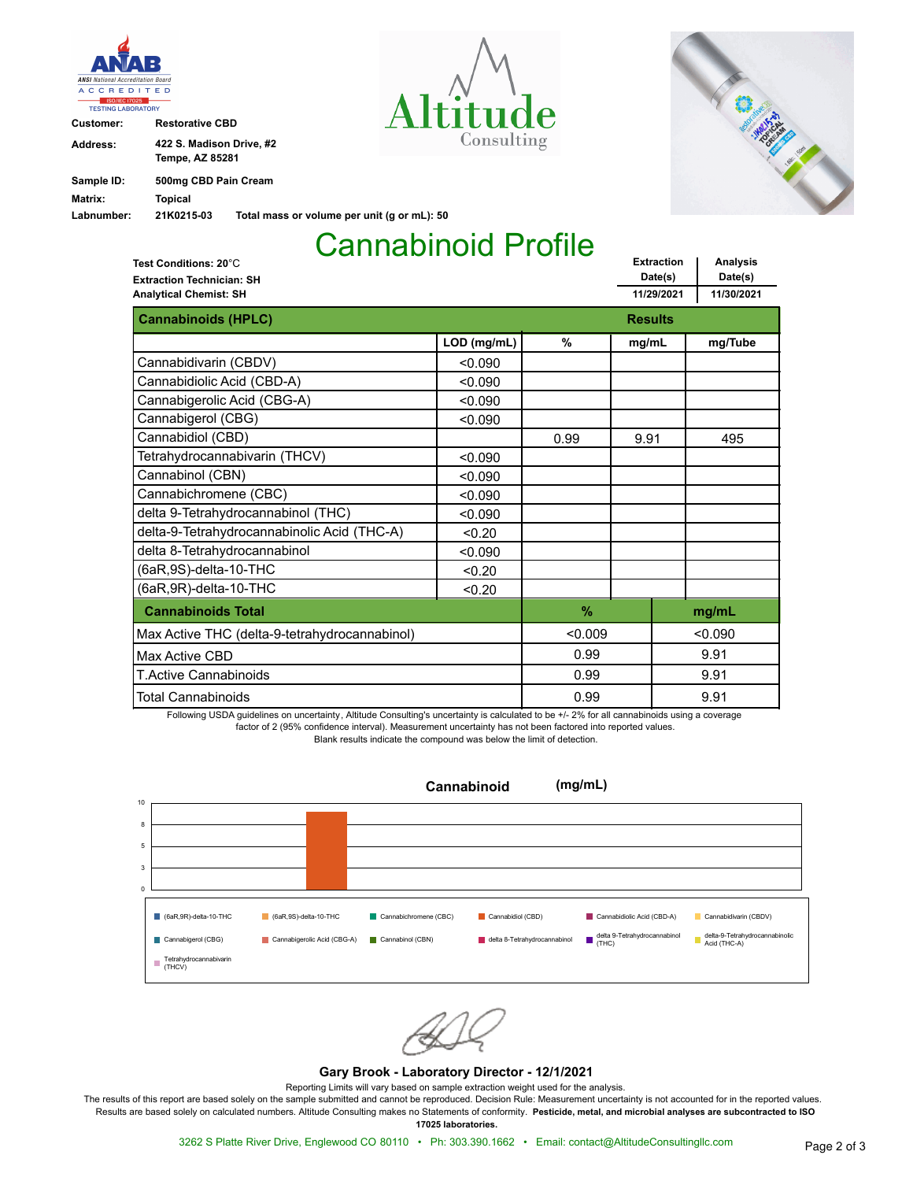**Customer:** Restorative CBD

**Address:** 422 S. Madison Drive, #2
Tempe, AZ 85281

**Sample ID:** 500mg CBD Pain Cream

**Matrix:** Topical

**Labnumber:** 21K0215-03 **Total mass or volume per unit (g or mL): 50**

# Cannabinoid Profile

**Test Conditions: 20**°C
**Extraction Technician: SH**
**Analytical Chemist: SH**

| Extraction Date(s) | Analysis Date(s) |
|---|---|
| 11/29/2021 | 11/30/2021 |

| Cannabinoids (HPLC) | LOD (mg/mL) | % | mg/mL | mg/Tube |
|---|---|---|---|---|
| Cannabidivarin (CBDV) | <0.090 | | | |
| Cannabidiolic Acid (CBD-A) | <0.090 | | | |
| Cannabigerolic Acid (CBG-A) | <0.090 | | | |
| Cannabigerol (CBG) | <0.090 | | | |
| Cannabidiol (CBD) | | 0.99 | 9.91 | 495 |
| Tetrahydrocannabivarin (THCV) | <0.090 | | | |
| Cannabinol (CBN) | <0.090 | | | |
| Cannabichromene (CBC) | <0.090 | | | |
| delta 9-Tetrahydrocannabinol (THC) | <0.090 | | | |
| delta-9-Tetrahydrocannabinolic Acid (THC-A) | <0.20 | | | |
| delta 8-Tetrahydrocannabinol | <0.090 | | | |
| (6aR,9S)-delta-10-THC | <0.20 | | | |
| (6aR,9R)-delta-10-THC | <0.20 | | | |

| Cannabinoids Total | % | mg/mL |
|---|---|---|
| Max Active THC (delta-9-tetrahydrocannabinol) | <0.009 | <0.090 |
| Max Active CBD | 0.99 | 9.91 |
| T.Active Cannabinoids | 0.99 | 9.91 |
| Total Cannabinoids | 0.99 | 9.91 |

Following USDA guidelines on uncertainty, Altitude Consulting's uncertainty is calculated to be +/- 2% for all cannabinoids using a coverage factor of 2 (95% confidence interval). Measurement uncertainty has not been factored into reported values.
Blank results indicate the compound was below the limit of detection.

**Cannabinoid (mg/mL)**

Legend: (6aR,9R)-delta-10-THC; (6aR,9S)-delta-10-THC; Cannabichromene (CBC); Cannabidiol (CBD); Cannabidiolic Acid (CBD-A); Cannabidivarin (CBDV); Cannabigerol (CBG); Cannabigerolic Acid (CBG-A); Cannabinol (CBN); delta 8-Tetrahydrocannabinol; delta 9-Tetrahydrocannabinol (THC); delta-9-Tetrahydrocannabinolic Acid (THC-A); Tetrahydrocannabivarin (THCV)

**Gary Brook - Laboratory Director - 12/1/2021**

Reporting Limits will vary based on sample extraction weight used for the analysis.
The results of this report are based solely on the sample submitted and cannot be reproduced. Decision Rule: Measurement uncertainty is not accounted for in the reported values. Results are based solely on calculated numbers. Altitude Consulting makes no Statements of conformity. **Pesticide, metal, and microbial analyses are subcontracted to ISO 17025 laboratories.**

3262 S Platte River Drive, Englewood CO 80110 • Ph: 303.390.1662 • Email: contact@AltitudeConsultingllc.com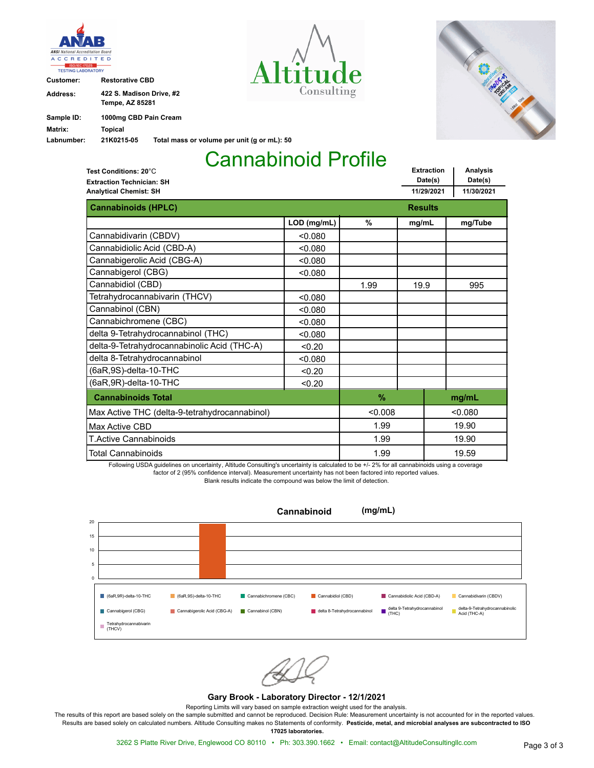ANAB ANSI National Accreditation Board ACCREDITED ISO/IEC 17025 TESTING LABORATORY

Altitude Consulting

**Customer:** Restorative CBD

**Address:** 422 S. Madison Drive, #2
Tempe, AZ 85281

**Sample ID:** 1000mg CBD Pain Cream

**Matrix:** Topical

**Labnumber:** 21K0215-05 **Total mass or volume per unit (g or mL): 50**

# Cannabinoid Profile

**Test Conditions: 20**°C
**Extraction Technician: SH**
**Analytical Chemist: SH**

| Extraction Date(s) | Analysis Date(s) |
|---|---|
| 11/29/2021 | 11/30/2021 |

| Cannabinoids (HPLC) | | Results | | |
|---|---|---|---|---|
| | LOD (mg/mL) | % | mg/mL | mg/Tube |
| Cannabidivarin (CBDV) | <0.080 | | | |
| Cannabidiolic Acid (CBD-A) | <0.080 | | | |
| Cannabigerolic Acid (CBG-A) | <0.080 | | | |
| Cannabigerol (CBG) | <0.080 | | | |
| Cannabidiol (CBD) | | 1.99 | 19.9 | 995 |
| Tetrahydrocannabivarin (THCV) | <0.080 | | | |
| Cannabinol (CBN) | <0.080 | | | |
| Cannabichromene (CBC) | <0.080 | | | |
| delta 9-Tetrahydrocannabinol (THC) | <0.080 | | | |
| delta-9-Tetrahydrocannabinolic Acid (THC-A) | <0.20 | | | |
| delta 8-Tetrahydrocannabinol | <0.080 | | | |
| (6aR,9S)-delta-10-THC | <0.20 | | | |
| (6aR,9R)-delta-10-THC | <0.20 | | | |

| Cannabinoids Total | % | mg/mL |
|---|---|---|
| Max Active THC (delta-9-tetrahydrocannabinol) | <0.008 | <0.080 |
| Max Active CBD | 1.99 | 19.90 |
| T.Active Cannabinoids | 1.99 | 19.90 |
| Total Cannabinoids | 1.99 | 19.59 |

Following USDA guidelines on uncertainty, Altitude Consulting's uncertainty is calculated to be +/- 2% for all cannabinoids using a coverage factor of 2 (95% confidence interval). Measurement uncertainty has not been factored into reported values.
Blank results indicate the compound was below the limit of detection.

Cannabinoid (mg/mL)

20
15
10
5
0

(6aR,9R)-delta-10-THC
(6aR,9S)-delta-10-THC
Cannabichromene (CBC)
Cannabidiol (CBD)
Cannabidiolic Acid (CBD-A)
Cannabidivarin (CBDV)
Cannabigerol (CBG)
Cannabigerolic Acid (CBG-A)
Cannabinol (CBN)
delta 8-Tetrahydrocannabinol
delta 9-Tetrahydrocannabinol (THC)
delta-9-Tetrahydrocannabinolic Acid (THC-A)
Tetrahydrocannabivarin (THCV)

**Gary Brook - Laboratory Director - 12/1/2021**

Reporting Limits will vary based on sample extraction weight used for the analysis.
The results of this report are based solely on the sample submitted and cannot be reproduced. Decision Rule: Measurement uncertainty is not accounted for in the reported values. Results are based solely on calculated numbers. Altitude Consulting makes no Statements of conformity. **Pesticide, metal, and microbial analyses are subcontracted to ISO 17025 laboratories.**

3262 S Platte River Drive, Englewood CO 80110 • Ph: 303.390.1662 • Email: contact@AltitudeConsultingllc.com